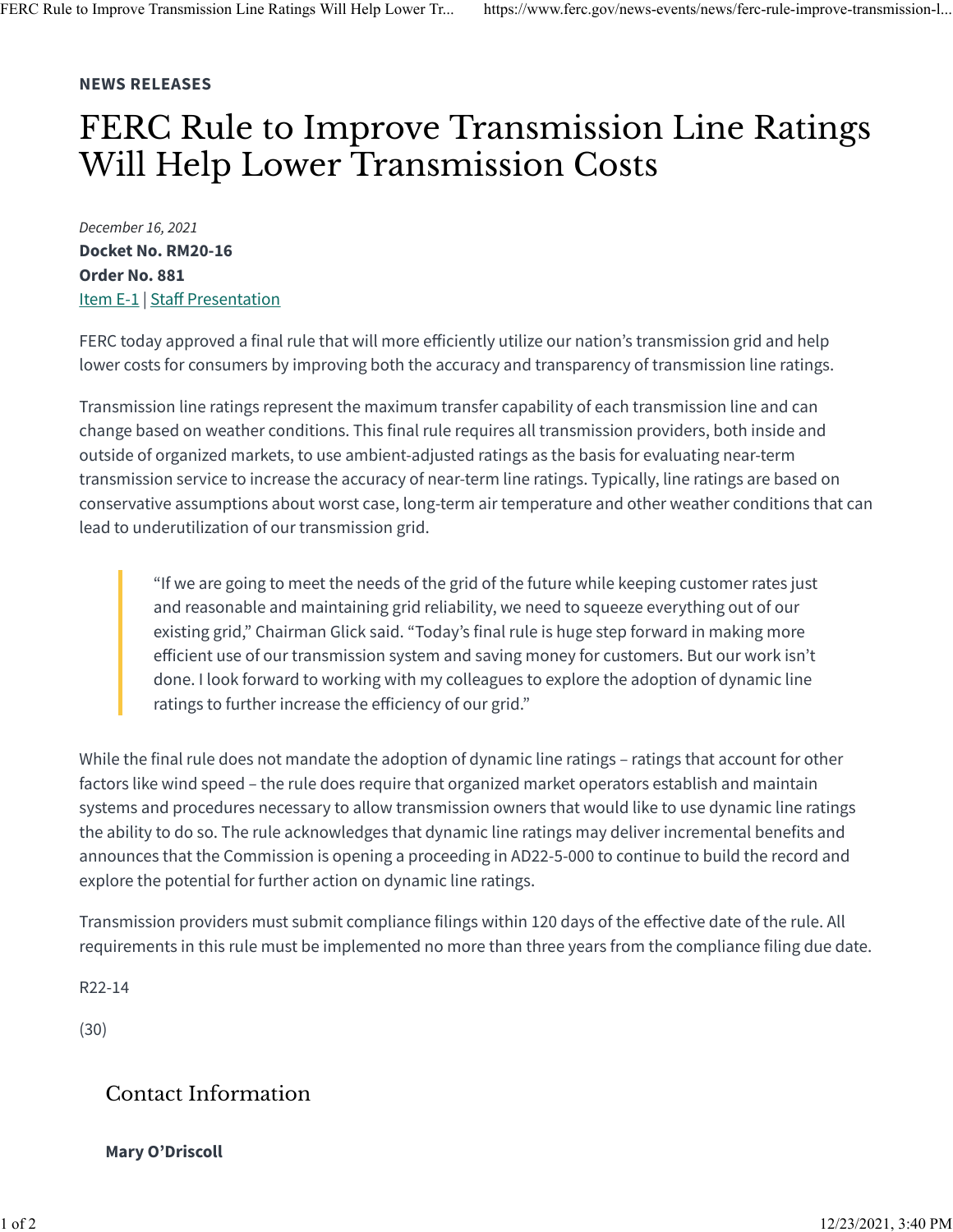**NEWS RELEASES**

# FERC Rule to Improve Transmission Line Ratings Will Help Lower Transmission Costs

*December 16, 2021*

**Docket No. RM20-16**

**Order No. 881**

Item E-1 | Staff Presentation

FERC today approved a final rule that will more efficiently utilize our nation's transmission grid and help lower costs for consumers by improving both the accuracy and transparency of transmission line ratings.

Transmission line ratings represent the maximum transfer capability of each transmission line and can change based on weather conditions. This final rule requires all transmission providers, both inside and outside of organized markets, to use ambient-adjusted ratings as the basis for evaluating near-term transmission service to increase the accuracy of near-term line ratings. Typically, line ratings are based on conservative assumptions about worst case, long-term air temperature and other weather conditions that can lead to underutilization of our transmission grid.

> "If we are going to meet the needs of the grid of the future while keeping customer rates just and reasonable and maintaining grid reliability, we need to squeeze everything out of our existing grid," Chairman Glick said. "Today's final rule is huge step forward in making more efficient use of our transmission system and saving money for customers. But our work isn't done. I look forward to working with my colleagues to explore the adoption of dynamic line ratings to further increase the efficiency of our grid."

While the final rule does not mandate the adoption of dynamic line ratings – ratings that account for other factors like wind speed – the rule does require that organized market operators establish and maintain systems and procedures necessary to allow transmission owners that would like to use dynamic line ratings the ability to do so. The rule acknowledges that dynamic line ratings may deliver incremental benefits and announces that the Commission is opening a proceeding in AD22-5-000 to continue to build the record and explore the potential for further action on dynamic line ratings.

Transmission providers must submit compliance filings within 120 days of the effective date of the rule. All requirements in this rule must be implemented no more than three years from the compliance filing due date.

R22-14

(30)

## Contact Information

**Mary O'Driscoll**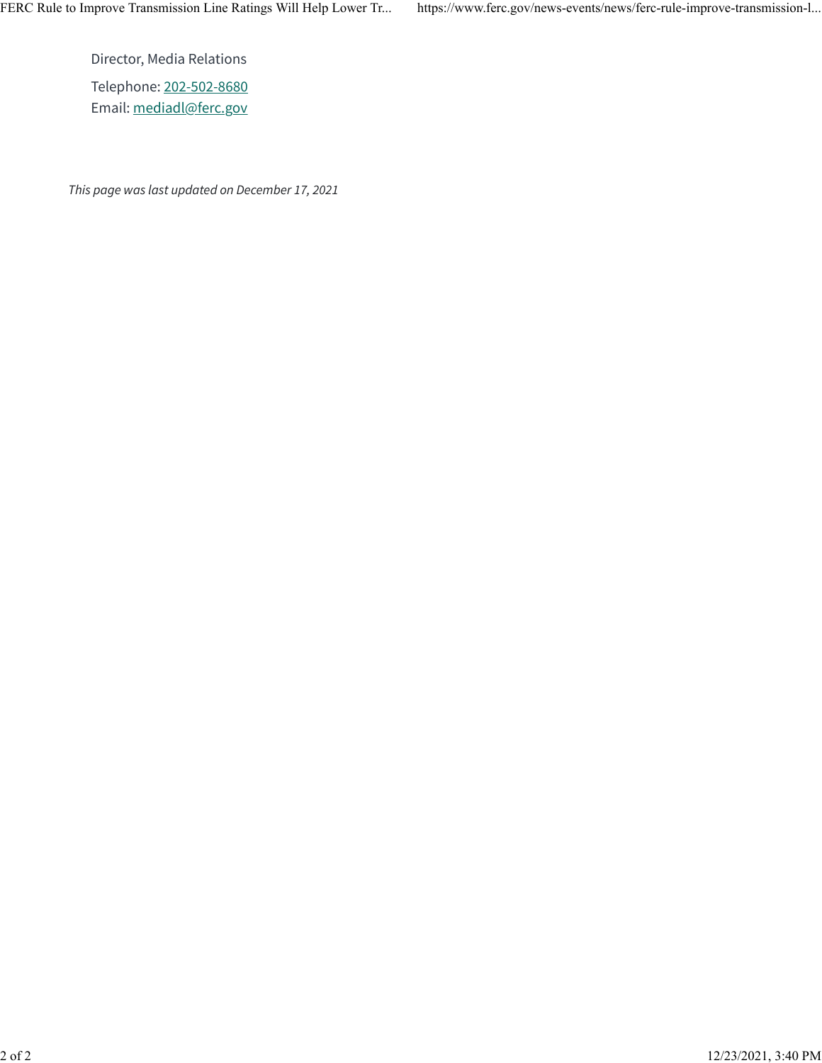Director, Media Relations

Telephone: 202-502-8680
Email: mediadl@ferc.gov

*This page was last updated on December 17, 2021*